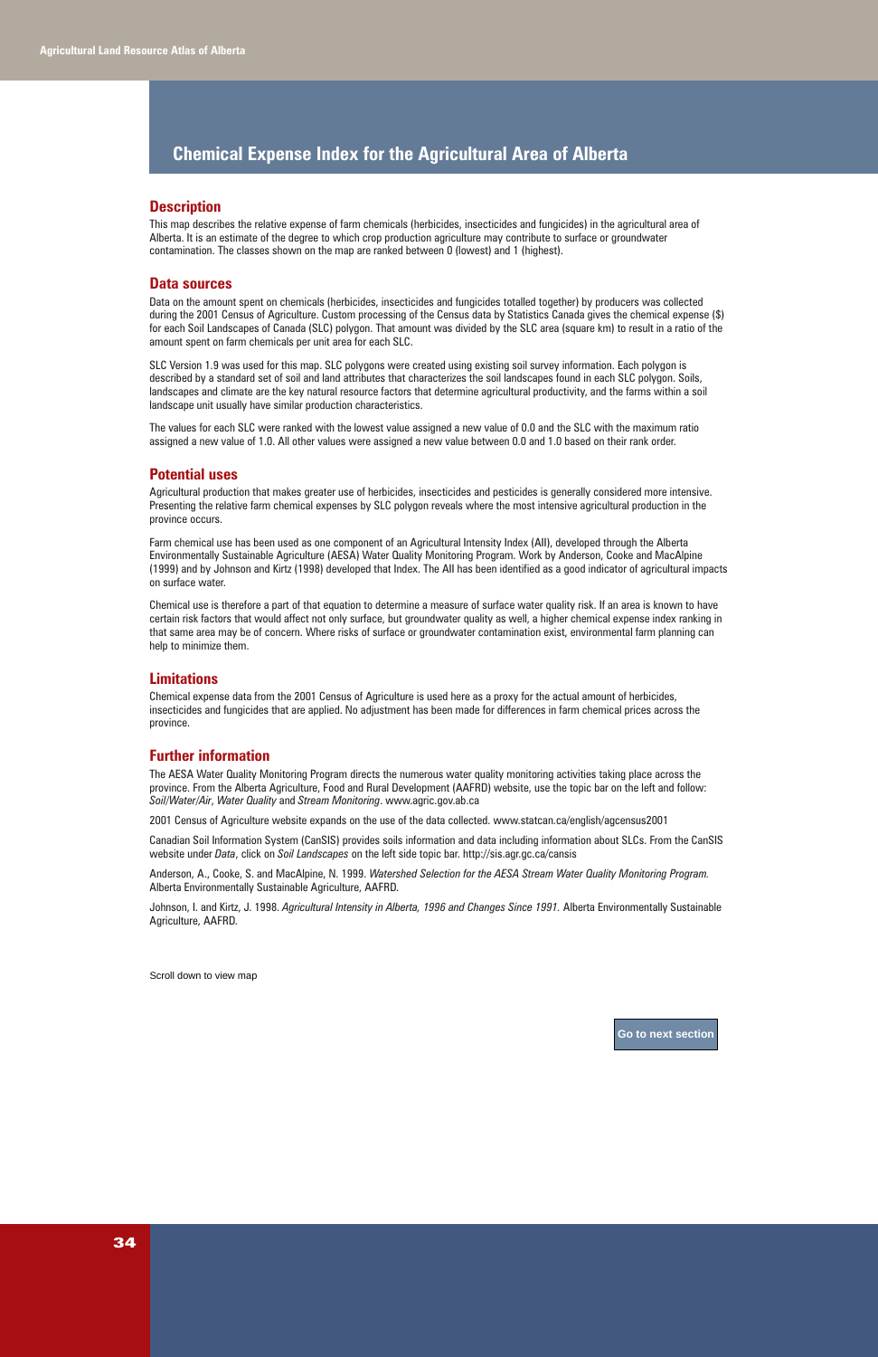# Chemical Expense Index for the Agricultural Area of Alberta

## Description

This map describes the relative expense of farm chemicals (herbicides, insecticides and fungicides) in the agricultural area of Alberta. It is an estimate of the degree to which crop production agriculture may contribute to surface or groundwater contamination. The classes shown on the map are ranked between 0 (lowest) and 1 (highest).

## Data sources

Data on the amount spent on chemicals (herbicides, insecticides and fungicides totalled together) by producers was collected during the 2001 Census of Agriculture. Custom processing of the Census data by Statistics Canada gives the chemical expense ($) for each Soil Landscapes of Canada (SLC) polygon. That amount was divided by the SLC area (square km) to result in a ratio of the amount spent on farm chemicals per unit area for each SLC.

SLC Version 1.9 was used for this map. SLC polygons were created using existing soil survey information. Each polygon is described by a standard set of soil and land attributes that characterizes the soil landscapes found in each SLC polygon. Soils, landscapes and climate are the key natural resource factors that determine agricultural productivity, and the farms within a soil landscape unit usually have similar production characteristics.

The values for each SLC were ranked with the lowest value assigned a new value of 0.0 and the SLC with the maximum ratio assigned a new value of 1.0. All other values were assigned a new value between 0.0 and 1.0 based on their rank order.

## Potential uses

Agricultural production that makes greater use of herbicides, insecticides and pesticides is generally considered more intensive. Presenting the relative farm chemical expenses by SLC polygon reveals where the most intensive agricultural production in the province occurs.

Farm chemical use has been used as one component of an Agricultural Intensity Index (AII), developed through the Alberta Environmentally Sustainable Agriculture (AESA) Water Quality Monitoring Program. Work by Anderson, Cooke and MacAlpine (1999) and by Johnson and Kirtz (1998) developed that Index. The AII has been identified as a good indicator of agricultural impacts on surface water.

Chemical use is therefore a part of that equation to determine a measure of surface water quality risk. If an area is known to have certain risk factors that would affect not only surface, but groundwater quality as well, a higher chemical expense index ranking in that same area may be of concern. Where risks of surface or groundwater contamination exist, environmental farm planning can help to minimize them.

## Limitations

Chemical expense data from the 2001 Census of Agriculture is used here as a proxy for the actual amount of herbicides, insecticides and fungicides that are applied. No adjustment has been made for differences in farm chemical prices across the province.

## Further information

The AESA Water Quality Monitoring Program directs the numerous water quality monitoring activities taking place across the province. From the Alberta Agriculture, Food and Rural Development (AAFRD) website, use the topic bar on the left and follow: *Soil/Water/Air*, *Water Quality* and *Stream Monitoring*. www.agric.gov.ab.ca

2001 Census of Agriculture website expands on the use of the data collected. www.statcan.ca/english/agcensus2001

Canadian Soil Information System (CanSIS) provides soils information and data including information about SLCs. From the CanSIS website under *Data*, click on *Soil Landscapes* on the left side topic bar. http://sis.agr.gc.ca/cansis

Anderson, A., Cooke, S. and MacAlpine, N. 1999. *Watershed Selection for the AESA Stream Water Quality Monitoring Program.* Alberta Environmentally Sustainable Agriculture, AAFRD.

Johnson, I. and Kirtz, J. 1998. *Agricultural Intensity in Alberta, 1996 and Changes Since 1991.* Alberta Environmentally Sustainable Agriculture, AAFRD.

Scroll down to view map

Go to next section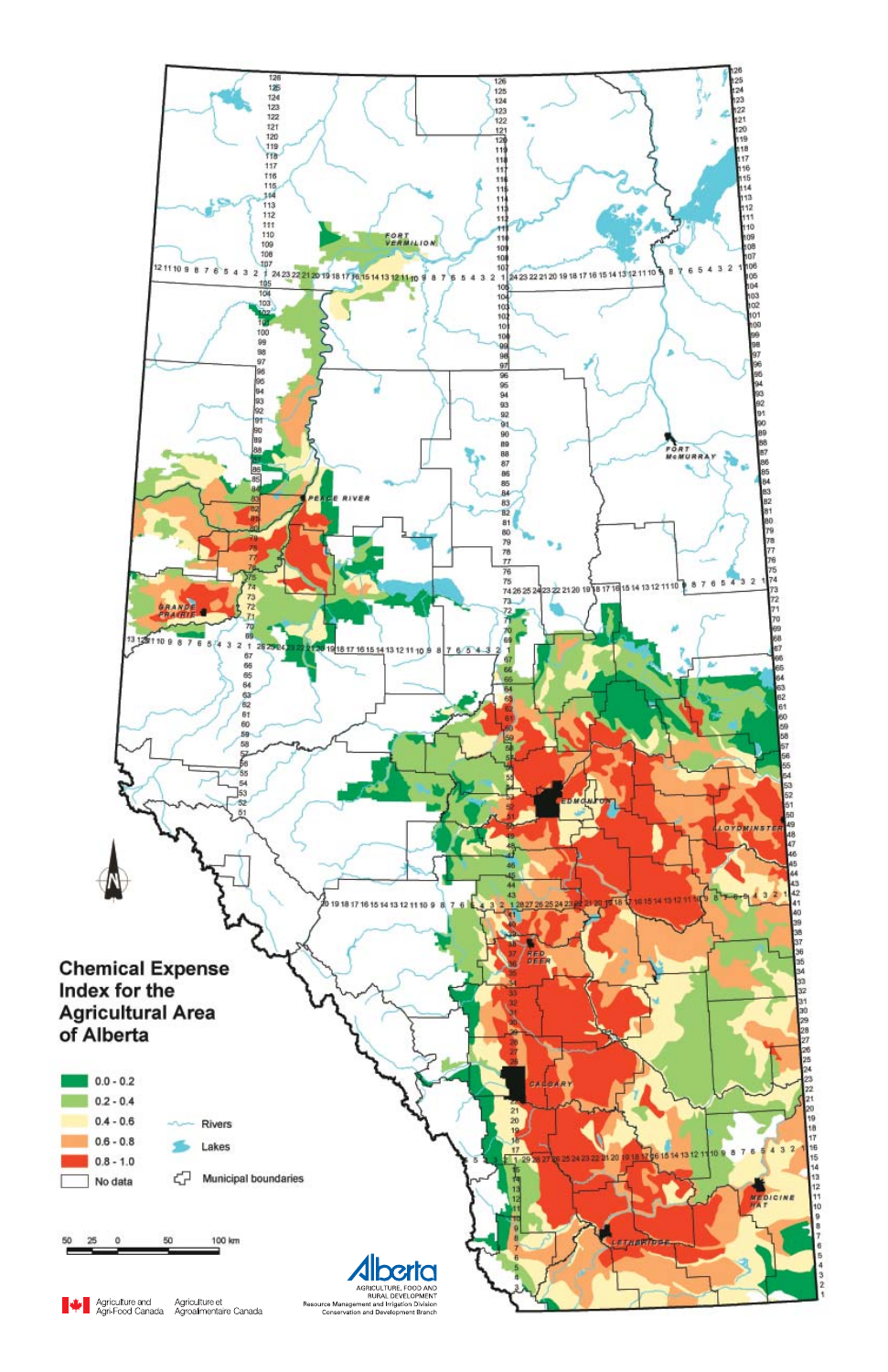# Chemical Expense Index for the Agricultural Area of Alberta

0.0 - 0.2
0.2 - 0.4
0.4 - 0.6
0.6 - 0.8
0.8 - 1.0
No data

Rivers
Lakes
Municipal boundaries

50 25 0 50 100 km

FORT VERMILION
PEACE RIVER
GRANDE PRAIRIE
FORT McMURRAY
EDMONTON
LLOYDMINSTER
RED DEER
CALGARY
MEDICINE HAT
LETHBRIDGE

Alberta
AGRICULTURE, FOOD AND RURAL DEVELOPMENT
Resource Management and Irrigation Division
Conservation and Development Branch

Agriculture and Agri-Food Canada
Agriculture et Agroalimentaire Canada